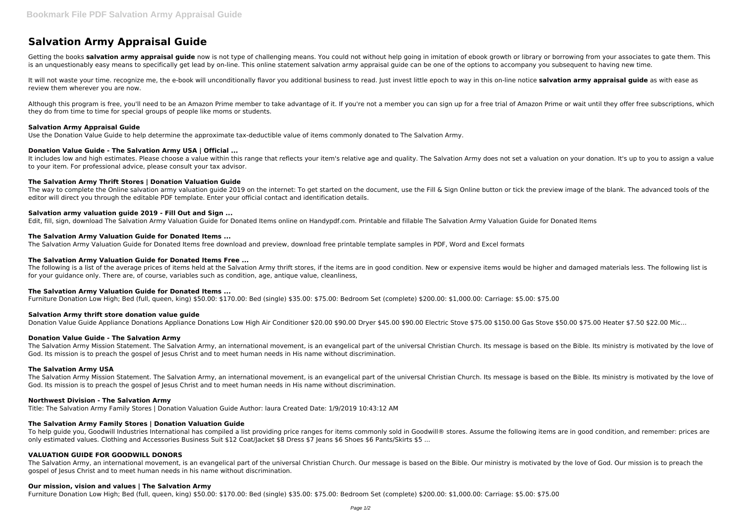# Salvation Army Appraisal Guide

Getting the books **salvation army appraisal guide** now is not type of challenging means. You could not without help going in imitation of ebook growth or library or borrowing from your associates to gate them. This is an unquestionably easy means to specifically get lead by on-line. This online statement salvation army appraisal guide can be one of the options to accompany you subsequent to having new time.

It will not waste your time. recognize me, the e-book will unconditionally flavor you additional business to read. Just invest little epoch to way in this on-line notice **salvation army appraisal guide** as with ease as review them wherever you are now.

Although this program is free, you'll need to be an Amazon Prime member to take advantage of it. If you're not a member you can sign up for a free trial of Amazon Prime or wait until they offer free subscriptions, which they do from time to time for special groups of people like moms or students.

### Salvation Army Appraisal Guide

Use the Donation Value Guide to help determine the approximate tax-deductible value of items commonly donated to The Salvation Army.

### Donation Value Guide - The Salvation Army USA | Official ...

It includes low and high estimates. Please choose a value within this range that reflects your item's relative age and quality. The Salvation Army does not set a valuation on your donation. It's up to you to assign a value to your item. For professional advice, please consult your tax advisor.

### The Salvation Army Thrift Stores | Donation Valuation Guide

The way to complete the Online salvation army valuation guide 2019 on the internet: To get started on the document, use the Fill & Sign Online button or tick the preview image of the blank. The advanced tools of the editor will direct you through the editable PDF template. Enter your official contact and identification details.

### Salvation army valuation guide 2019 - Fill Out and Sign ...

Edit, fill, sign, download The Salvation Army Valuation Guide for Donated Items online on Handypdf.com. Printable and fillable The Salvation Army Valuation Guide for Donated Items

### The Salvation Army Valuation Guide for Donated Items ...

The Salvation Army Valuation Guide for Donated Items free download and preview, download free printable template samples in PDF, Word and Excel formats

### The Salvation Army Valuation Guide for Donated Items Free ...

The following is a list of the average prices of items held at the Salvation Army thrift stores, if the items are in good condition. New or expensive items would be higher and damaged materials less. The following list is for your guidance only. There are, of course, variables such as condition, age, antique value, cleanliness,

### The Salvation Army Valuation Guide for Donated Items ...

Furniture Donation Low High; Bed (full, queen, king) $50.00: $170.00: Bed (single) $35.00: $75.00: Bedroom Set (complete) $200.00: $1,000.00: Carriage: $5.00: $75.00

### Salvation Army thrift store donation value guide

Donation Value Guide Appliance Donations Appliance Donations Low High Air Conditioner $20.00 $90.00 Dryer $45.00 $90.00 Electric Stove $75.00 $150.00 Gas Stove $50.00 $75.00 Heater $7.50 $22.00 Mic...

### Donation Value Guide - The Salvation Army

The Salvation Army Mission Statement. The Salvation Army, an international movement, is an evangelical part of the universal Christian Church. Its message is based on the Bible. Its ministry is motivated by the love of God. Its mission is to preach the gospel of Jesus Christ and to meet human needs in His name without discrimination.

### The Salvation Army USA

The Salvation Army Mission Statement. The Salvation Army, an international movement, is an evangelical part of the universal Christian Church. Its message is based on the Bible. Its ministry is motivated by the love of God. Its mission is to preach the gospel of Jesus Christ and to meet human needs in His name without discrimination.

### Northwest Division - The Salvation Army

Title: The Salvation Army Family Stores | Donation Valuation Guide Author: laura Created Date: 1/9/2019 10:43:12 AM

### The Salvation Army Family Stores | Donation Valuation Guide

To help guide you, Goodwill Industries International has compiled a list providing price ranges for items commonly sold in Goodwill® stores. Assume the following items are in good condition, and remember: prices are only estimated values. Clothing and Accessories Business Suit $12 Coat/Jacket $8 Dress $7 Jeans $6 Shoes $6 Pants/Skirts $5 ...

### VALUATION GUIDE FOR GOODWILL DONORS

The Salvation Army, an international movement, is an evangelical part of the universal Christian Church. Our message is based on the Bible. Our ministry is motivated by the love of God. Our mission is to preach the gospel of Jesus Christ and to meet human needs in his name without discrimination.

### Our mission, vision and values | The Salvation Army

Furniture Donation Low High; Bed (full, queen, king) $50.00: $170.00: Bed (single) $35.00: $75.00: Bedroom Set (complete) $200.00: $1,000.00: Carriage: $5.00: $75.00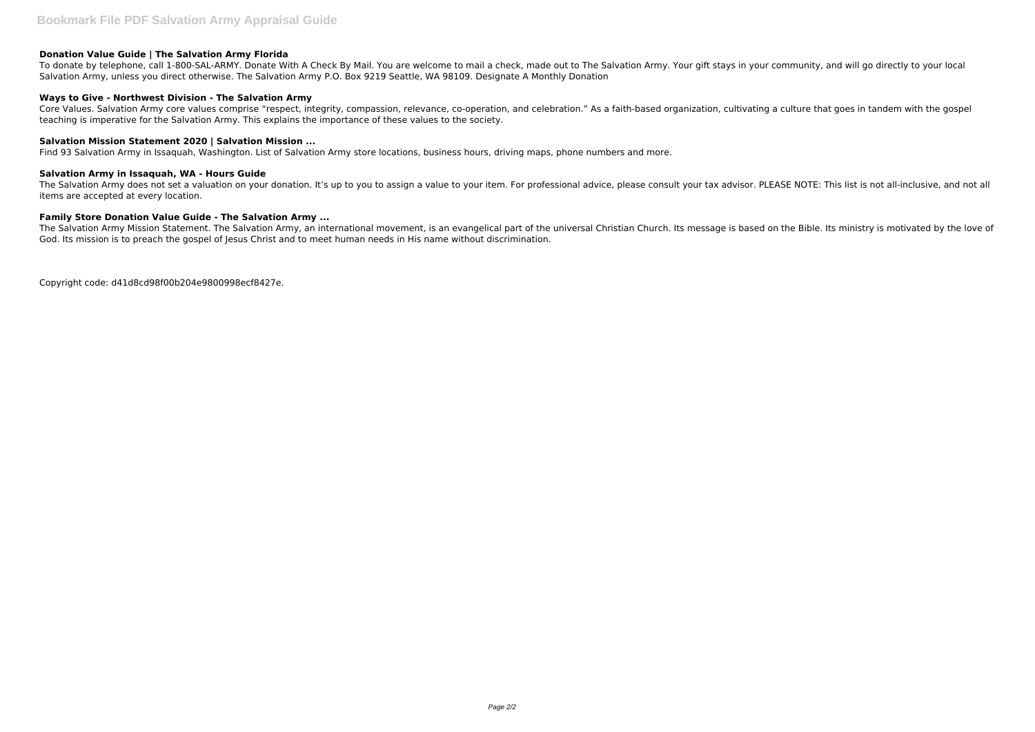### Donation Value Guide | The Salvation Army Florida

To donate by telephone, call 1-800-SAL-ARMY. Donate With A Check By Mail. You are welcome to mail a check, made out to The Salvation Army. Your gift stays in your community, and will go directly to your local Salvation Army, unless you direct otherwise. The Salvation Army P.O. Box 9219 Seattle, WA 98109. Designate A Monthly Donation

### Ways to Give - Northwest Division - The Salvation Army

Core Values. Salvation Army core values comprise "respect, integrity, compassion, relevance, co-operation, and celebration." As a faith-based organization, cultivating a culture that goes in tandem with the gospel teaching is imperative for the Salvation Army. This explains the importance of these values to the society.

### Salvation Mission Statement 2020 | Salvation Mission ...

Find 93 Salvation Army in Issaquah, Washington. List of Salvation Army store locations, business hours, driving maps, phone numbers and more.

### Salvation Army in Issaquah, WA - Hours Guide

The Salvation Army does not set a valuation on your donation. It's up to you to assign a value to your item. For professional advice, please consult your tax advisor. PLEASE NOTE: This list is not all-inclusive, and not all items are accepted at every location.

### Family Store Donation Value Guide - The Salvation Army ...

The Salvation Army Mission Statement. The Salvation Army, an international movement, is an evangelical part of the universal Christian Church. Its message is based on the Bible. Its ministry is motivated by the love of God. Its mission is to preach the gospel of Jesus Christ and to meet human needs in His name without discrimination.

Copyright code: d41d8cd98f00b204e9800998ecf8427e.